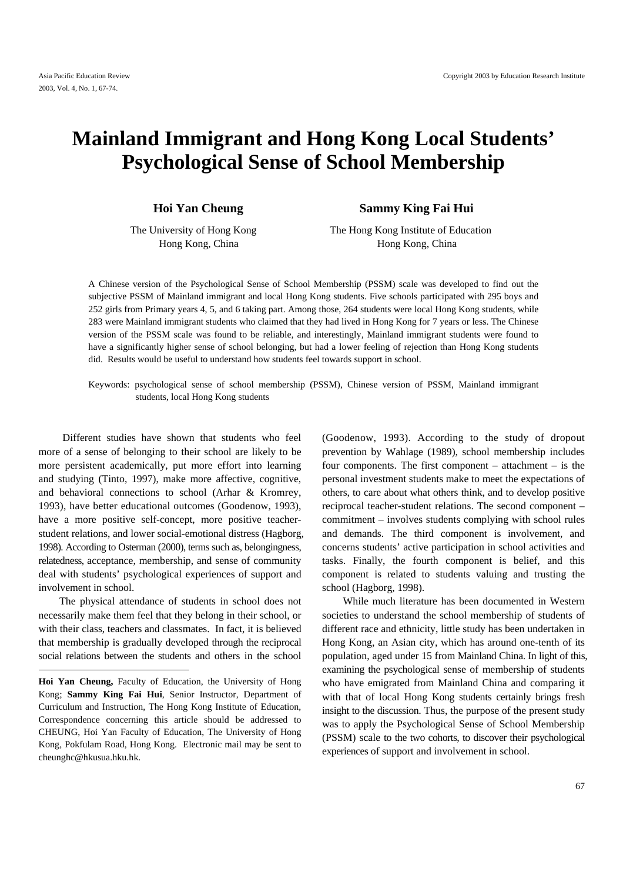# Mainland Immigrant and Hong Kong Local Students' Psychological Sense of School Membership

**Hoi Yan Cheung**

The University of Hong Kong
Hong Kong, China

**Sammy King Fai Hui**

The Hong Kong Institute of Education
Hong Kong, China

A Chinese version of the Psychological Sense of School Membership (PSSM) scale was developed to find out the subjective PSSM of Mainland immigrant and local Hong Kong students. Five schools participated with 295 boys and 252 girls from Primary years 4, 5, and 6 taking part. Among those, 264 students were local Hong Kong students, while 283 were Mainland immigrant students who claimed that they had lived in Hong Kong for 7 years or less. The Chinese version of the PSSM scale was found to be reliable, and interestingly, Mainland immigrant students were found to have a significantly higher sense of school belonging, but had a lower feeling of rejection than Hong Kong students did. Results would be useful to understand how students feel towards support in school.

Keywords: psychological sense of school membership (PSSM), Chinese version of PSSM, Mainland immigrant students, local Hong Kong students

Different studies have shown that students who feel more of a sense of belonging to their school are likely to be more persistent academically, put more effort into learning and studying (Tinto, 1997), make more affective, cognitive, and behavioral connections to school (Arhar & Kromrey, 1993), have better educational outcomes (Goodenow, 1993), have a more positive self-concept, more positive teacher-student relations, and lower social-emotional distress (Hagborg, 1998). According to Osterman (2000), terms such as, belongingness, relatedness, acceptance, membership, and sense of community deal with students' psychological experiences of support and involvement in school.

The physical attendance of students in school does not necessarily make them feel that they belong in their school, or with their class, teachers and classmates. In fact, it is believed that membership is gradually developed through the reciprocal social relations between the students and others in the school (Goodenow, 1993). According to the study of dropout prevention by Wahlage (1989), school membership includes four components. The first component – attachment – is the personal investment students make to meet the expectations of others, to care about what others think, and to develop positive reciprocal teacher-student relations. The second component – commitment – involves students complying with school rules and demands. The third component is involvement, and concerns students' active participation in school activities and tasks. Finally, the fourth component is belief, and this component is related to students valuing and trusting the school (Hagborg, 1998).

While much literature has been documented in Western societies to understand the school membership of students of different race and ethnicity, little study has been undertaken in Hong Kong, an Asian city, which has around one-tenth of its population, aged under 15 from Mainland China. In light of this, examining the psychological sense of membership of students who have emigrated from Mainland China and comparing it with that of local Hong Kong students certainly brings fresh insight to the discussion. Thus, the purpose of the present study was to apply the Psychological Sense of School Membership (PSSM) scale to the two cohorts, to discover their psychological experiences of support and involvement in school.

---

**Hoi Yan Cheung,** Faculty of Education, the University of Hong Kong; **Sammy King Fai Hui**, Senior Instructor, Department of Curriculum and Instruction, The Hong Kong Institute of Education, Correspondence concerning this article should be addressed to CHEUNG, Hoi Yan Faculty of Education, The University of Hong Kong, Pokfulam Road, Hong Kong. Electronic mail may be sent to cheunghc@hkusua.hku.hk.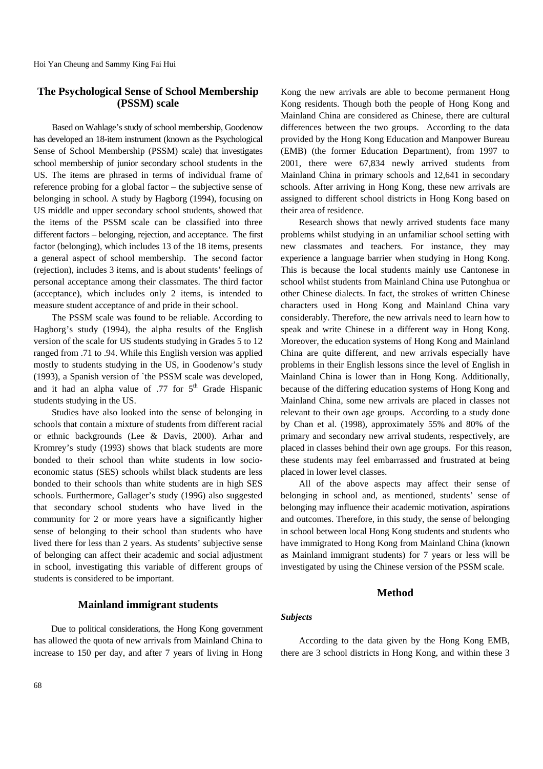## The Psychological Sense of School Membership (PSSM) scale

Based on Wahlage's study of school membership, Goodenow has developed an 18-item instrument (known as the Psychological Sense of School Membership (PSSM) scale) that investigates school membership of junior secondary school students in the US. The items are phrased in terms of individual frame of reference probing for a global factor – the subjective sense of belonging in school. A study by Hagborg (1994), focusing on US middle and upper secondary school students, showed that the items of the PSSM scale can be classified into three different factors – belonging, rejection, and acceptance. The first factor (belonging), which includes 13 of the 18 items, presents a general aspect of school membership. The second factor (rejection), includes 3 items, and is about students' feelings of personal acceptance among their classmates. The third factor (acceptance), which includes only 2 items, is intended to measure student acceptance of and pride in their school.

The PSSM scale was found to be reliable. According to Hagborg's study (1994), the alpha results of the English version of the scale for US students studying in Grades 5 to 12 ranged from .71 to .94. While this English version was applied mostly to students studying in the US, in Goodenow's study (1993), a Spanish version of `the PSSM scale was developed, and it had an alpha value of .77 for 5th Grade Hispanic students studying in the US.

Studies have also looked into the sense of belonging in schools that contain a mixture of students from different racial or ethnic backgrounds (Lee & Davis, 2000). Arhar and Kromrey's study (1993) shows that black students are more bonded to their school than white students in low socio-economic status (SES) schools whilst black students are less bonded to their schools than white students are in high SES schools. Furthermore, Gallager's study (1996) also suggested that secondary school students who have lived in the community for 2 or more years have a significantly higher sense of belonging to their school than students who have lived there for less than 2 years. As students' subjective sense of belonging can affect their academic and social adjustment in school, investigating this variable of different groups of students is considered to be important.

## Mainland immigrant students

Due to political considerations, the Hong Kong government has allowed the quota of new arrivals from Mainland China to increase to 150 per day, and after 7 years of living in Hong Kong the new arrivals are able to become permanent Hong Kong residents. Though both the people of Hong Kong and Mainland China are considered as Chinese, there are cultural differences between the two groups. According to the data provided by the Hong Kong Education and Manpower Bureau (EMB) (the former Education Department), from 1997 to 2001, there were 67,834 newly arrived students from Mainland China in primary schools and 12,641 in secondary schools. After arriving in Hong Kong, these new arrivals are assigned to different school districts in Hong Kong based on their area of residence.

Research shows that newly arrived students face many problems whilst studying in an unfamiliar school setting with new classmates and teachers. For instance, they may experience a language barrier when studying in Hong Kong. This is because the local students mainly use Cantonese in school whilst students from Mainland China use Putonghua or other Chinese dialects. In fact, the strokes of written Chinese characters used in Hong Kong and Mainland China vary considerably. Therefore, the new arrivals need to learn how to speak and write Chinese in a different way in Hong Kong. Moreover, the education systems of Hong Kong and Mainland China are quite different, and new arrivals especially have problems in their English lessons since the level of English in Mainland China is lower than in Hong Kong. Additionally, because of the differing education systems of Hong Kong and Mainland China, some new arrivals are placed in classes not relevant to their own age groups. According to a study done by Chan et al. (1998), approximately 55% and 80% of the primary and secondary new arrival students, respectively, are placed in classes behind their own age groups. For this reason, these students may feel embarrassed and frustrated at being placed in lower level classes.

All of the above aspects may affect their sense of belonging in school and, as mentioned, students' sense of belonging may influence their academic motivation, aspirations and outcomes. Therefore, in this study, the sense of belonging in school between local Hong Kong students and students who have immigrated to Hong Kong from Mainland China (known as Mainland immigrant students) for 7 years or less will be investigated by using the Chinese version of the PSSM scale.

## Method

### *Subjects*

According to the data given by the Hong Kong EMB, there are 3 school districts in Hong Kong, and within these 3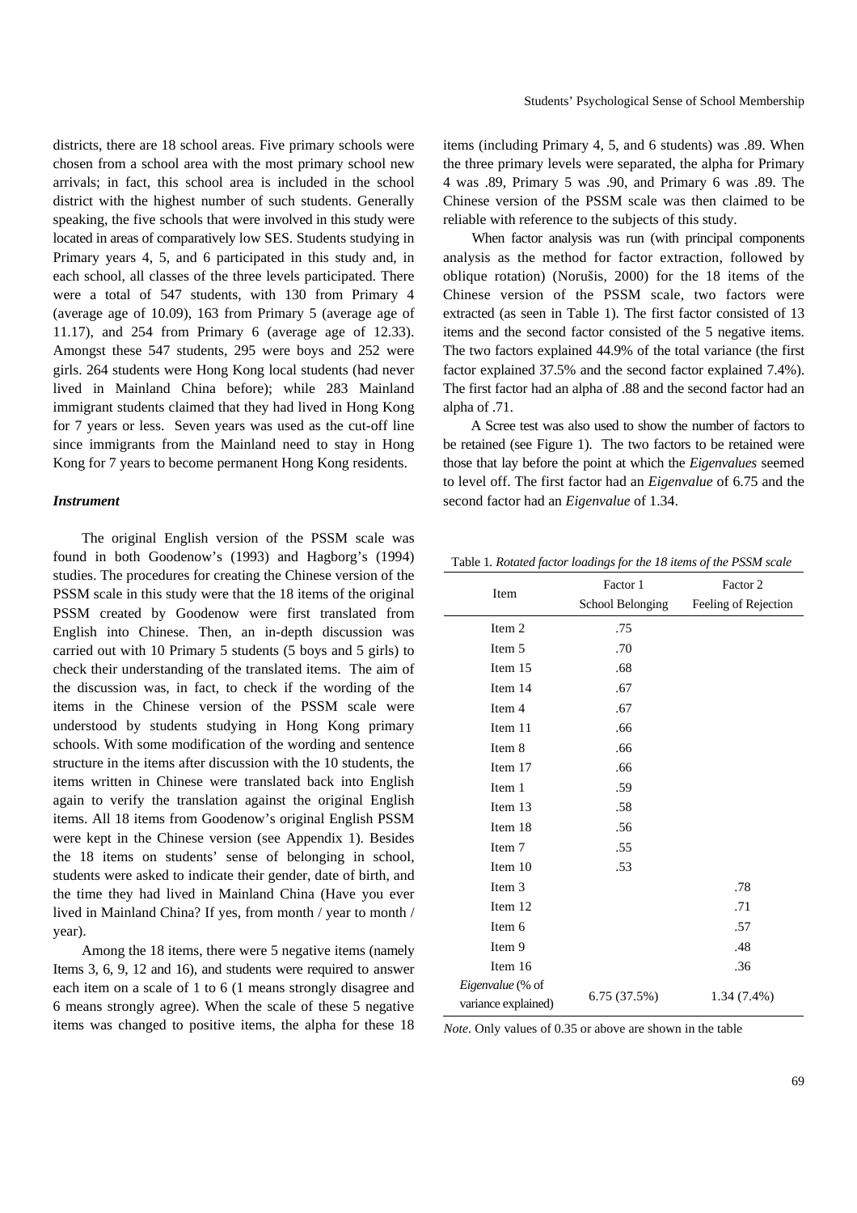districts, there are 18 school areas. Five primary schools were chosen from a school area with the most primary school new arrivals; in fact, this school area is included in the school district with the highest number of such students. Generally speaking, the five schools that were involved in this study were located in areas of comparatively low SES. Students studying in Primary years 4, 5, and 6 participated in this study and, in each school, all classes of the three levels participated. There were a total of 547 students, with 130 from Primary 4 (average age of 10.09), 163 from Primary 5 (average age of 11.17), and 254 from Primary 6 (average age of 12.33). Amongst these 547 students, 295 were boys and 252 were girls. 264 students were Hong Kong local students (had never lived in Mainland China before); while 283 Mainland immigrant students claimed that they had lived in Hong Kong for 7 years or less. Seven years was used as the cut-off line since immigrants from the Mainland need to stay in Hong Kong for 7 years to become permanent Hong Kong residents.

### *Instrument*

The original English version of the PSSM scale was found in both Goodenow's (1993) and Hagborg's (1994) studies. The procedures for creating the Chinese version of the PSSM scale in this study were that the 18 items of the original PSSM created by Goodenow were first translated from English into Chinese. Then, an in-depth discussion was carried out with 10 Primary 5 students (5 boys and 5 girls) to check their understanding of the translated items. The aim of the discussion was, in fact, to check if the wording of the items in the Chinese version of the PSSM scale were understood by students studying in Hong Kong primary schools. With some modification of the wording and sentence structure in the items after discussion with the 10 students, the items written in Chinese were translated back into English again to verify the translation against the original English items. All 18 items from Goodenow's original English PSSM were kept in the Chinese version (see Appendix 1). Besides the 18 items on students' sense of belonging in school, students were asked to indicate their gender, date of birth, and the time they had lived in Mainland China (Have you ever lived in Mainland China? If yes, from month / year to month / year).

Among the 18 items, there were 5 negative items (namely Items 3, 6, 9, 12 and 16), and students were required to answer each item on a scale of 1 to 6 (1 means strongly disagree and 6 means strongly agree). When the scale of these 5 negative items was changed to positive items, the alpha for these 18 items (including Primary 4, 5, and 6 students) was .89. When the three primary levels were separated, the alpha for Primary 4 was .89, Primary 5 was .90, and Primary 6 was .89. The Chinese version of the PSSM scale was then claimed to be reliable with reference to the subjects of this study.

When factor analysis was run (with principal components analysis as the method for factor extraction, followed by oblique rotation) (Norušis, 2000) for the 18 items of the Chinese version of the PSSM scale, two factors were extracted (as seen in Table 1). The first factor consisted of 13 items and the second factor consisted of the 5 negative items. The two factors explained 44.9% of the total variance (the first factor explained 37.5% and the second factor explained 7.4%). The first factor had an alpha of .88 and the second factor had an alpha of .71.

A Scree test was also used to show the number of factors to be retained (see Figure 1). The two factors to be retained were those that lay before the point at which the *Eigenvalues* seemed to level off. The first factor had an *Eigenvalue* of 6.75 and the second factor had an *Eigenvalue* of 1.34.

Table 1. *Rotated factor loadings for the 18 items of the PSSM scale*

| Item | Factor 1 | Factor 2 |
|---|---|---|
| | School Belonging | Feeling of Rejection |
| Item 2 | .75 | |
| Item 5 | .70 | |
| Item 15 | .68 | |
| Item 14 | .67 | |
| Item 4 | .67 | |
| Item 11 | .66 | |
| Item 8 | .66 | |
| Item 17 | .66 | |
| Item 1 | .59 | |
| Item 13 | .58 | |
| Item 18 | .56 | |
| Item 7 | .55 | |
| Item 10 | .53 | |
| Item 3 | | .78 |
| Item 12 | | .71 |
| Item 6 | | .57 |
| Item 9 | | .48 |
| Item 16 | | .36 |
| *Eigenvalue* (% of variance explained) | 6.75 (37.5%) | 1.34 (7.4%) |

*Note*. Only values of 0.35 or above are shown in the table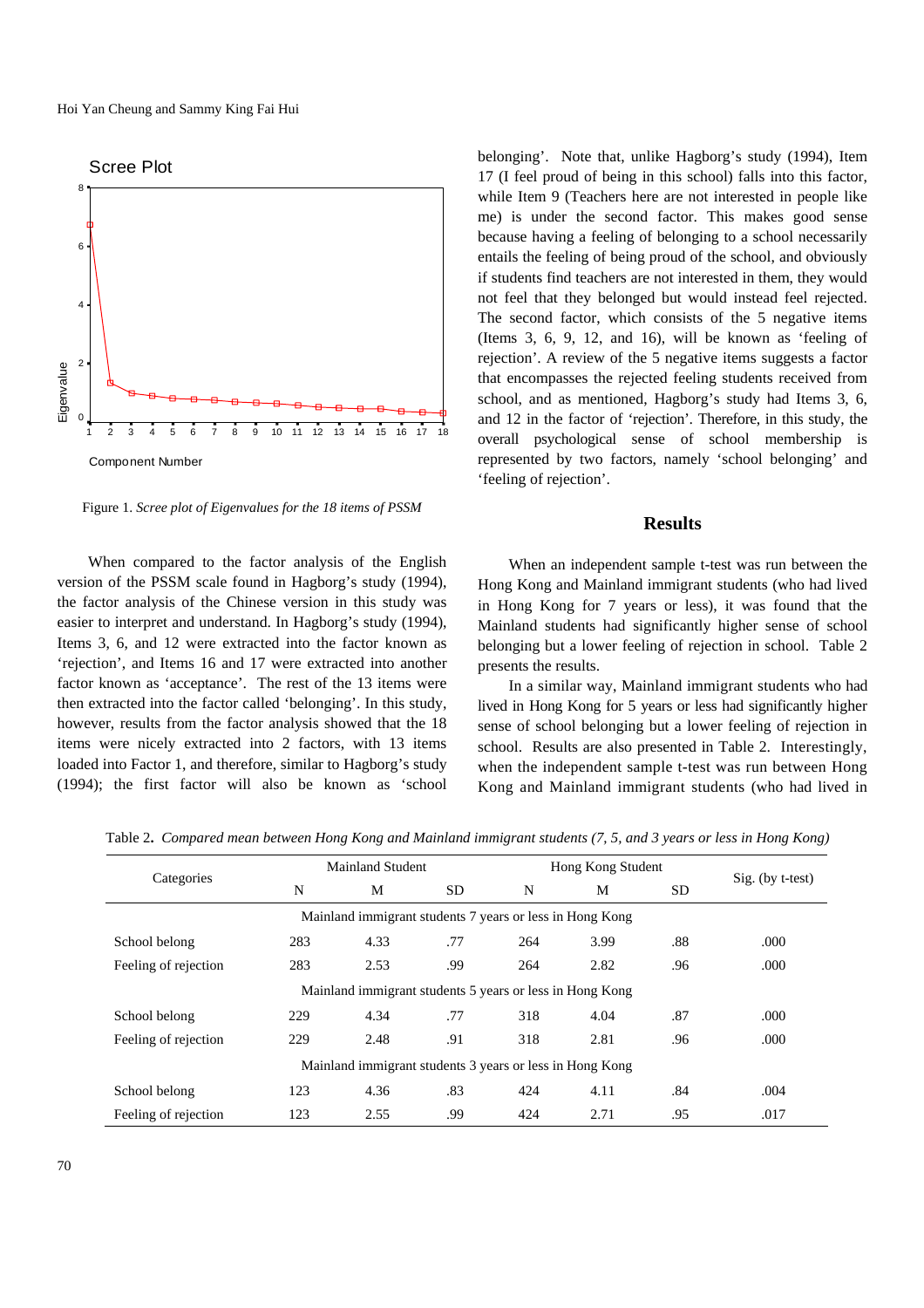Scree Plot

Eigenvalue

8
6
4
2
0

1 2 3 4 5 6 7 8 9 10 11 12 13 14 15 16 17 18

Component Number

Figure 1. *Scree plot of Eigenvalues for the 18 items of PSSM*

When compared to the factor analysis of the English version of the PSSM scale found in Hagborg's study (1994), the factor analysis of the Chinese version in this study was easier to interpret and understand. In Hagborg's study (1994), Items 3, 6, and 12 were extracted into the factor known as 'rejection', and Items 16 and 17 were extracted into another factor known as 'acceptance'. The rest of the 13 items were then extracted into the factor called 'belonging'. In this study, however, results from the factor analysis showed that the 18 items were nicely extracted into 2 factors, with 13 items loaded into Factor 1, and therefore, similar to Hagborg's study (1994); the first factor will also be known as 'school belonging'. Note that, unlike Hagborg's study (1994), Item 17 (I feel proud of being in this school) falls into this factor, while Item 9 (Teachers here are not interested in people like me) is under the second factor. This makes good sense because having a feeling of belonging to a school necessarily entails the feeling of being proud of the school, and obviously if students find teachers are not interested in them, they would not feel that they belonged but would instead feel rejected. The second factor, which consists of the 5 negative items (Items 3, 6, 9, 12, and 16), will be known as 'feeling of rejection'. A review of the 5 negative items suggests a factor that encompasses the rejected feeling students received from school, and as mentioned, Hagborg's study had Items 3, 6, and 12 in the factor of 'rejection'. Therefore, in this study, the overall psychological sense of school membership is represented by two factors, namely 'school belonging' and 'feeling of rejection'.

## Results

When an independent sample t-test was run between the Hong Kong and Mainland immigrant students (who had lived in Hong Kong for 7 years or less), it was found that the Mainland students had significantly higher sense of school belonging but a lower feeling of rejection in school. Table 2 presents the results.

In a similar way, Mainland immigrant students who had lived in Hong Kong for 5 years or less had significantly higher sense of school belonging but a lower feeling of rejection in school. Results are also presented in Table 2. Interestingly, when the independent sample t-test was run between Hong Kong and Mainland immigrant students (who had lived in

Table 2**.** *Compared mean between Hong Kong and Mainland immigrant students (7, 5, and 3 years or less in Hong Kong)*

| Categories | Mainland Student | | | Hong Kong Student | | | Sig. (by t-test) |
|---|---|---|---|---|---|---|---|
| | N | M | SD | N | M | SD | |
| Mainland immigrant students 7 years or less in Hong Kong | | | | | | | |
| School belong | 283 | 4.33 | .77 | 264 | 3.99 | .88 | .000 |
| Feeling of rejection | 283 | 2.53 | .99 | 264 | 2.82 | .96 | .000 |
| Mainland immigrant students 5 years or less in Hong Kong | | | | | | | |
| School belong | 229 | 4.34 | .77 | 318 | 4.04 | .87 | .000 |
| Feeling of rejection | 229 | 2.48 | .91 | 318 | 2.81 | .96 | .000 |
| Mainland immigrant students 3 years or less in Hong Kong | | | | | | | |
| School belong | 123 | 4.36 | .83 | 424 | 4.11 | .84 | .004 |
| Feeling of rejection | 123 | 2.55 | .99 | 424 | 2.71 | .95 | .017 |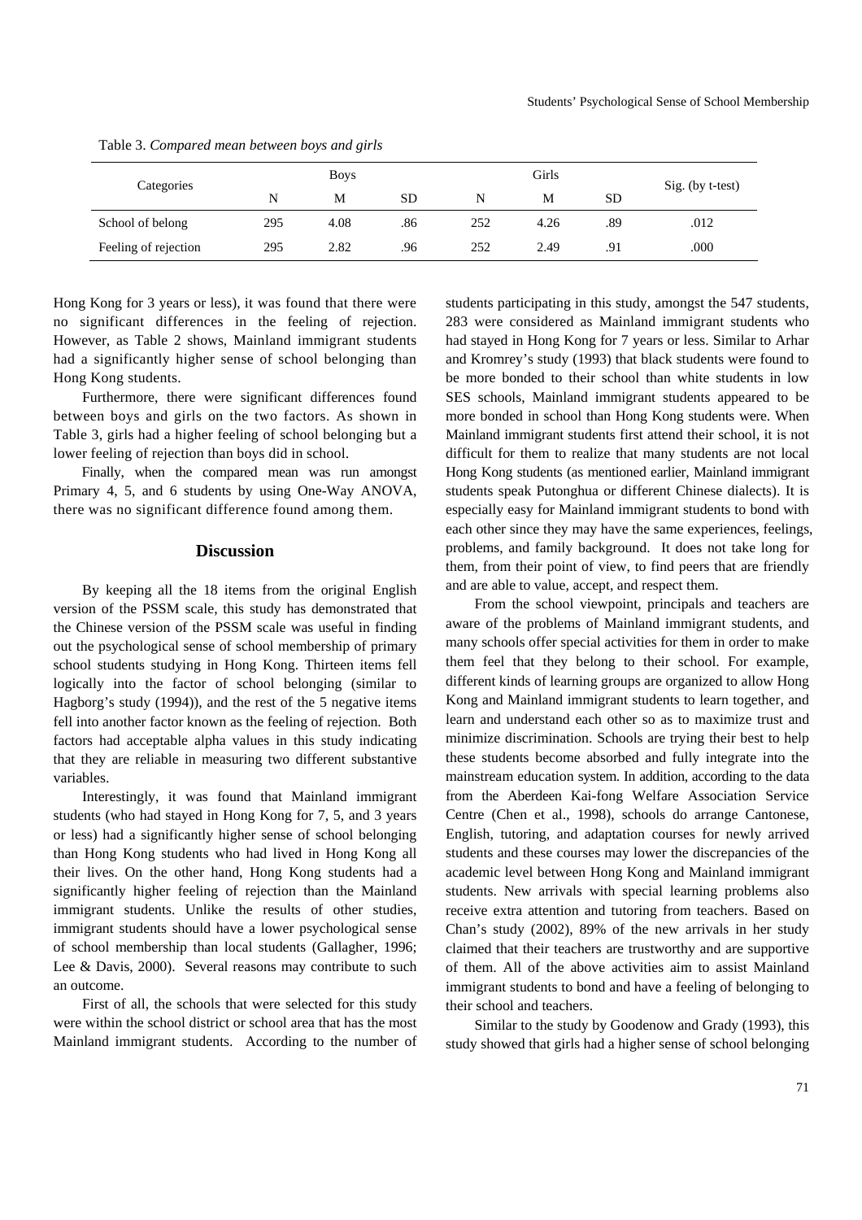Table 3. *Compared mean between boys and girls*

| Categories | Boys | | | Girls | | | Sig. (by t-test) |
|---|---|---|---|---|---|---|---|
| | N | M | SD | N | M | SD | |
| School of belong | 295 | 4.08 | .86 | 252 | 4.26 | .89 | .012 |
| Feeling of rejection | 295 | 2.82 | .96 | 252 | 2.49 | .91 | .000 |

Hong Kong for 3 years or less), it was found that there were no significant differences in the feeling of rejection. However, as Table 2 shows, Mainland immigrant students had a significantly higher sense of school belonging than Hong Kong students.

Furthermore, there were significant differences found between boys and girls on the two factors. As shown in Table 3, girls had a higher feeling of school belonging but a lower feeling of rejection than boys did in school.

Finally, when the compared mean was run amongst Primary 4, 5, and 6 students by using One-Way ANOVA, there was no significant difference found among them.

## Discussion

By keeping all the 18 items from the original English version of the PSSM scale, this study has demonstrated that the Chinese version of the PSSM scale was useful in finding out the psychological sense of school membership of primary school students studying in Hong Kong. Thirteen items fell logically into the factor of school belonging (similar to Hagborg's study (1994)), and the rest of the 5 negative items fell into another factor known as the feeling of rejection. Both factors had acceptable alpha values in this study indicating that they are reliable in measuring two different substantive variables.

Interestingly, it was found that Mainland immigrant students (who had stayed in Hong Kong for 7, 5, and 3 years or less) had a significantly higher sense of school belonging than Hong Kong students who had lived in Hong Kong all their lives. On the other hand, Hong Kong students had a significantly higher feeling of rejection than the Mainland immigrant students. Unlike the results of other studies, immigrant students should have a lower psychological sense of school membership than local students (Gallagher, 1996; Lee & Davis, 2000). Several reasons may contribute to such an outcome.

First of all, the schools that were selected for this study were within the school district or school area that has the most Mainland immigrant students. According to the number of students participating in this study, amongst the 547 students, 283 were considered as Mainland immigrant students who had stayed in Hong Kong for 7 years or less. Similar to Arhar and Kromrey's study (1993) that black students were found to be more bonded to their school than white students in low SES schools, Mainland immigrant students appeared to be more bonded in school than Hong Kong students were. When Mainland immigrant students first attend their school, it is not difficult for them to realize that many students are not local Hong Kong students (as mentioned earlier, Mainland immigrant students speak Putonghua or different Chinese dialects). It is especially easy for Mainland immigrant students to bond with each other since they may have the same experiences, feelings, problems, and family background. It does not take long for them, from their point of view, to find peers that are friendly and are able to value, accept, and respect them.

From the school viewpoint, principals and teachers are aware of the problems of Mainland immigrant students, and many schools offer special activities for them in order to make them feel that they belong to their school. For example, different kinds of learning groups are organized to allow Hong Kong and Mainland immigrant students to learn together, and learn and understand each other so as to maximize trust and minimize discrimination. Schools are trying their best to help these students become absorbed and fully integrate into the mainstream education system. In addition, according to the data from the Aberdeen Kai-fong Welfare Association Service Centre (Chen et al., 1998), schools do arrange Cantonese, English, tutoring, and adaptation courses for newly arrived students and these courses may lower the discrepancies of the academic level between Hong Kong and Mainland immigrant students. New arrivals with special learning problems also receive extra attention and tutoring from teachers. Based on Chan's study (2002), 89% of the new arrivals in her study claimed that their teachers are trustworthy and are supportive of them. All of the above activities aim to assist Mainland immigrant students to bond and have a feeling of belonging to their school and teachers.

Similar to the study by Goodenow and Grady (1993), this study showed that girls had a higher sense of school belonging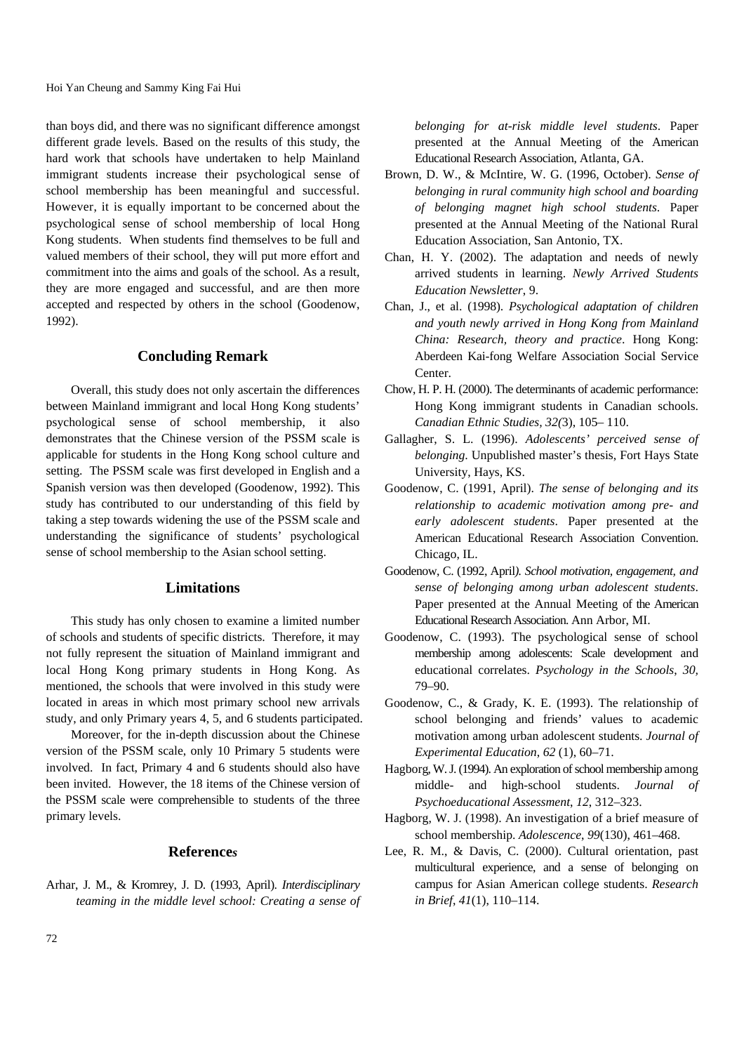than boys did, and there was no significant difference amongst different grade levels. Based on the results of this study, the hard work that schools have undertaken to help Mainland immigrant students increase their psychological sense of school membership has been meaningful and successful. However, it is equally important to be concerned about the psychological sense of school membership of local Hong Kong students. When students find themselves to be full and valued members of their school, they will put more effort and commitment into the aims and goals of the school. As a result, they are more engaged and successful, and are then more accepted and respected by others in the school (Goodenow, 1992).

## Concluding Remark

Overall, this study does not only ascertain the differences between Mainland immigrant and local Hong Kong students' psychological sense of school membership, it also demonstrates that the Chinese version of the PSSM scale is applicable for students in the Hong Kong school culture and setting. The PSSM scale was first developed in English and a Spanish version was then developed (Goodenow, 1992). This study has contributed to our understanding of this field by taking a step towards widening the use of the PSSM scale and understanding the significance of students' psychological sense of school membership to the Asian school setting.

## Limitations

This study has only chosen to examine a limited number of schools and students of specific districts. Therefore, it may not fully represent the situation of Mainland immigrant and local Hong Kong primary students in Hong Kong. As mentioned, the schools that were involved in this study were located in areas in which most primary school new arrivals study, and only Primary years 4, 5, and 6 students participated.

Moreover, for the in-depth discussion about the Chinese version of the PSSM scale, only 10 Primary 5 students were involved. In fact, Primary 4 and 6 students should also have been invited. However, the 18 items of the Chinese version of the PSSM scale were comprehensible to students of the three primary levels.

## References

Arhar, J. M., & Kromrey, J. D. (1993, April). *Interdisciplinary teaming in the middle level school: Creating a sense of belonging for at-risk middle level students*. Paper presented at the Annual Meeting of the American Educational Research Association, Atlanta, GA.

Brown, D. W., & McIntire, W. G. (1996, October). *Sense of belonging in rural community high school and boarding of belonging magnet high school students*. Paper presented at the Annual Meeting of the National Rural Education Association, San Antonio, TX.

Chan, H. Y. (2002). The adaptation and needs of newly arrived students in learning. *Newly Arrived Students Education Newsletter*, 9.

Chan, J., et al. (1998). *Psychological adaptation of children and youth newly arrived in Hong Kong from Mainland China: Research, theory and practice*. Hong Kong: Aberdeen Kai-fong Welfare Association Social Service Center.

Chow, H. P. H. (2000). The determinants of academic performance: Hong Kong immigrant students in Canadian schools. *Canadian Ethnic Studies, 32(*3), 105– 110.

Gallagher, S. L. (1996). *Adolescents' perceived sense of belonging*. Unpublished master's thesis, Fort Hays State University, Hays, KS.

Goodenow, C. (1991, April). *The sense of belonging and its relationship to academic motivation among pre- and early adolescent students*. Paper presented at the American Educational Research Association Convention. Chicago, IL.

Goodenow, C. (1992, April*). School motivation, engagement, and sense of belonging among urban adolescent students*. Paper presented at the Annual Meeting of the American Educational Research Association. Ann Arbor, MI.

Goodenow, C. (1993). The psychological sense of school membership among adolescents: Scale development and educational correlates. *Psychology in the Schools*, *30,* 79–90.

Goodenow, C., & Grady, K. E. (1993). The relationship of school belonging and friends' values to academic motivation among urban adolescent students. *Journal of Experimental Education*, *62* (1), 60–71.

Hagborg, W. J. (1994). An exploration of school membership among middle- and high-school students. *Journal of Psychoeducational Assessment*, *12*, 312–323.

Hagborg, W. J. (1998). An investigation of a brief measure of school membership. *Adolescence*, *99*(130), 461–468.

Lee, R. M., & Davis, C. (2000). Cultural orientation, past multicultural experience, and a sense of belonging on campus for Asian American college students. *Research in Brief*, *41*(1), 110–114.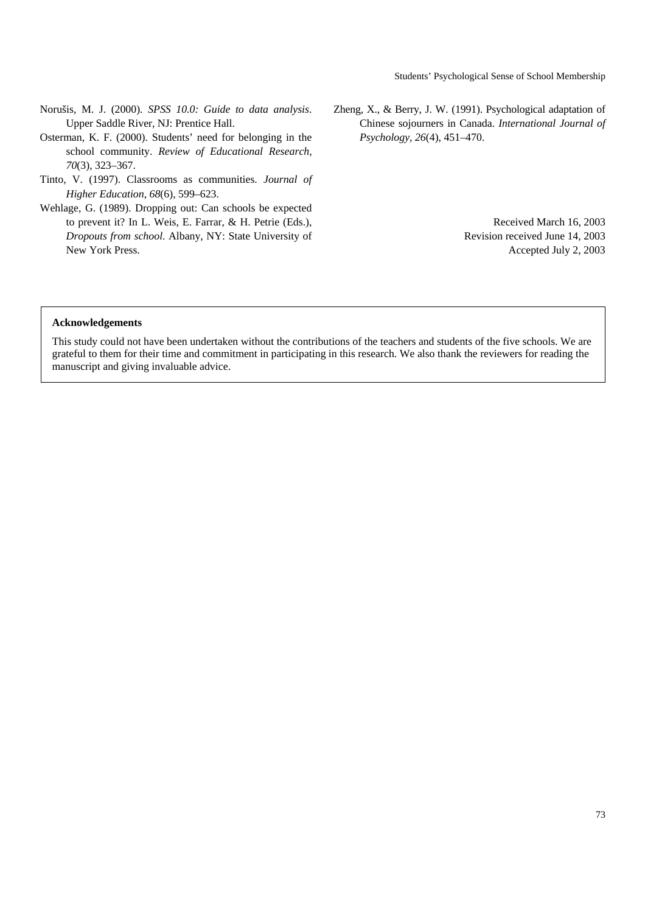Norušis, M. J. (2000). *SPSS 10.0: Guide to data analysis*. Upper Saddle River, NJ: Prentice Hall.

Osterman, K. F. (2000). Students' need for belonging in the school community. *Review of Educational Research, 70*(3), 323–367.

Tinto, V. (1997). Classrooms as communities. *Journal of Higher Education, 68*(6), 599–623.

Wehlage, G. (1989). Dropping out: Can schools be expected to prevent it? In L. Weis, E. Farrar, & H. Petrie (Eds.), *Dropouts from school*. Albany, NY: State University of New York Press.

Zheng, X., & Berry, J. W. (1991). Psychological adaptation of Chinese sojourners in Canada. *International Journal of Psychology, 26*(4), 451–470.

Received March 16, 2003
Revision received June 14, 2003
Accepted July 2, 2003

**Acknowledgements**

This study could not have been undertaken without the contributions of the teachers and students of the five schools. We are grateful to them for their time and commitment in participating in this research. We also thank the reviewers for reading the manuscript and giving invaluable advice.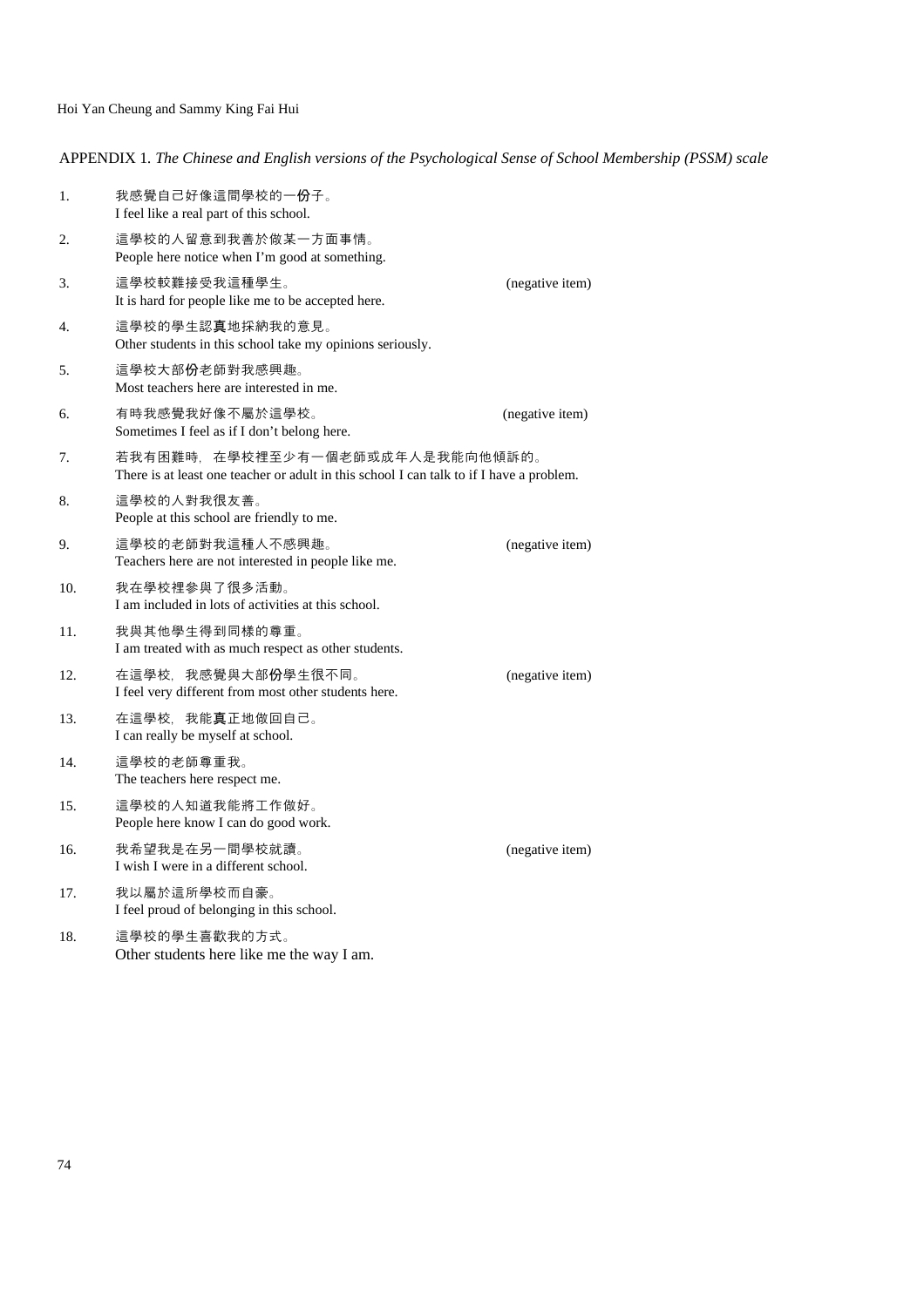APPENDIX 1. *The Chinese and English versions of the Psychological Sense of School Membership (PSSM) scale*

1. 我感覺自己好像這間學校的一份子。
   I feel like a real part of this school.
2. 這學校的人留意到我善於做某一方面事情。
   People here notice when I'm good at something.
3. 這學校較難接受我這種學生。 (negative item)
   It is hard for people like me to be accepted here.
4. 這學校的學生認真地採納我的意見。
   Other students in this school take my opinions seriously.
5. 這學校大部份老師對我感興趣。
   Most teachers here are interested in me.
6. 有時我感覺我好像不屬於這學校。 (negative item)
   Sometimes I feel as if I don't belong here.
7. 若我有困難時，在學校裡至少有一個老師或成年人是我能向他傾訴的。
   There is at least one teacher or adult in this school I can talk to if I have a problem.
8. 這學校的人對我很友善。
   People at this school are friendly to me.
9. 這學校的老師對我這種人不感興趣。 (negative item)
   Teachers here are not interested in people like me.
10. 我在學校裡參與了很多活動。
    I am included in lots of activities at this school.
11. 我與其他學生得到同樣的尊重。
    I am treated with as much respect as other students.
12. 在這學校，我感覺與大部份學生很不同。 (negative item)
    I feel very different from most other students here.
13. 在這學校，我能真正地做回自己。
    I can really be myself at school.
14. 這學校的老師尊重我。
    The teachers here respect me.
15. 這學校的人知道我能將工作做好。
    People here know I can do good work.
16. 我希望我是在另一間學校就讀。 (negative item)
    I wish I were in a different school.
17. 我以屬於這所學校而自豪。
    I feel proud of belonging in this school.
18. 這學校的學生喜歡我的方式。
    Other students here like me the way I am.